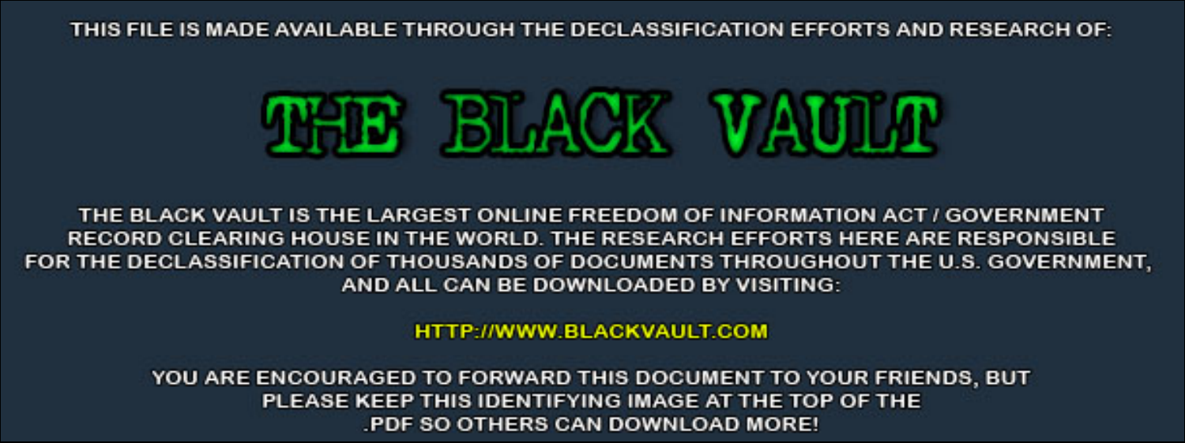THIS FILE IS MADE AVAILABLE THROUGH THE DECLASSIFICATION EFFORTS AND RESEARCH OF:

# THE BLACK VAULT

THE BLACK VAULT IS THE LARGEST ONLINE FREEDOM OF INFORMATION ACT / GOVERNMENT RECORD CLEARING HOUSE IN THE WORLD. THE RESEARCH EFFORTS HERE ARE RESPONSIBLE FOR THE DECLASSIFICATION OF THOUSANDS OF DOCUMENTS THROUGHOUT THE U.S. GOVERNMENT, AND ALL CAN BE DOWNLOADED BY VISITING:

HTTP://WWW.BLACKVAULT.COM

YOU ARE ENCOURAGED TO FORWARD THIS DOCUMENT TO YOUR FRIENDS, BUT PLEASE KEEP THIS IDENTIFYING IMAGE AT THE TOP OF THE .PDF SO OTHERS CAN DOWNLOAD MORE!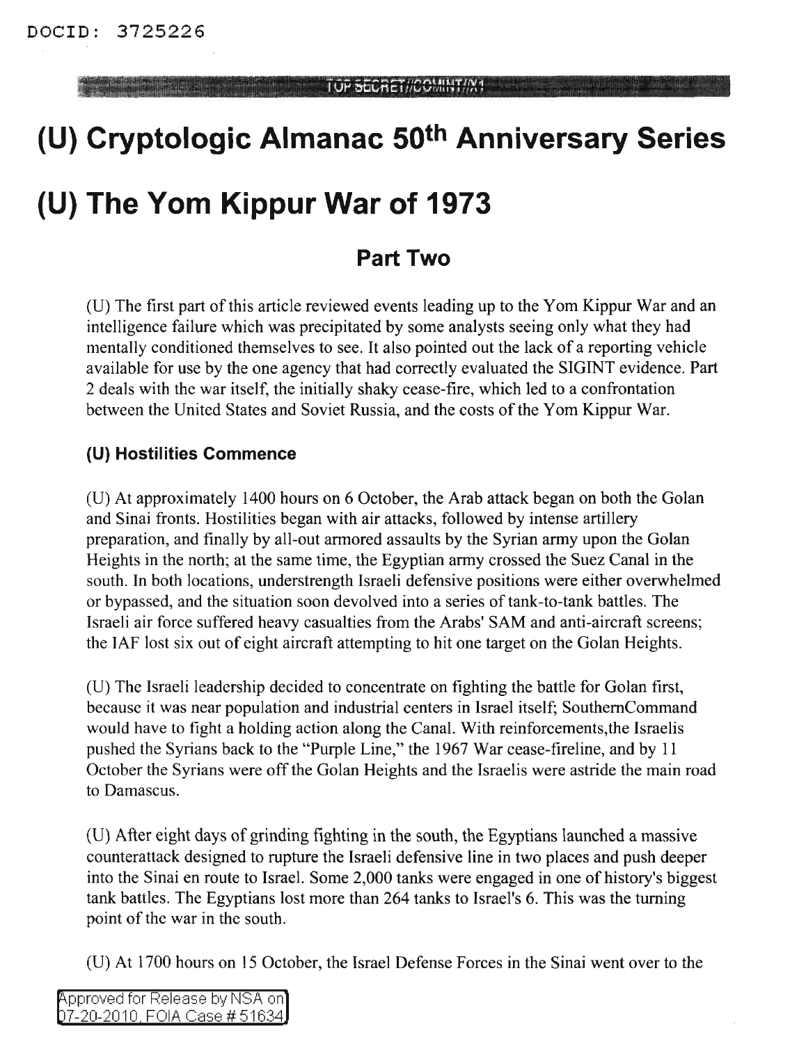# (U) Cryptologic Almanac 50th Anniversary Series

# (U) The Yom Kippur War of 1973

## Part Two

(U) The first part of this article reviewed events leading up to the Yom Kippur War and an intelligence failure which was precipitated by some analysts seeing only what they had mentally conditioned themselves to see. It also pointed out the lack of a reporting vehicle available for use by the one agency that had correctly evaluated the SIGINT evidence. Part 2 deals with the war itself, the initially shaky cease-fire, which led to a confrontation between the United States and Soviet Russia, and the costs of the Yom Kippur War.

### (U) Hostilities Commence

(U) At approximately 1400 hours on 6 October, the Arab attack began on both the Golan and Sinai fronts. Hostilities began with air attacks, followed by intense artillery preparation, and finally by all-out armored assaults by the Syrian army upon the Golan Heights in the north; at the same time, the Egyptian army crossed the Suez Canal in the south. In both locations, understrength Israeli defensive positions were either overwhelmed or bypassed, and the situation soon devolved into a series of tank-to-tank battles. The Israeli air force suffered heavy casualties from the Arabs' SAM and anti-aircraft screens; the IAF lost six out of eight aircraft attempting to hit one target on the Golan Heights.

(U) The Israeli leadership decided to concentrate on fighting the battle for Golan first, because it was near population and industrial centers in Israel itself; SouthernCommand would have to fight a holding action along the Canal. With reinforcements,the Israelis pushed the Syrians back to the "Purple Line," the 1967 War cease-fireline, and by 11 October the Syrians were off the Golan Heights and the Israelis were astride the main road to Damascus.

(U) After eight days of grinding fighting in the south, the Egyptians launched a massive counterattack designed to rupture the Israeli defensive line in two places and push deeper into the Sinai en route to Israel. Some 2,000 tanks were engaged in one of history's biggest tank battles. The Egyptians lost more than 264 tanks to Israel's 6. This was the turning point of the war in the south.

(U) At 1700 hours on 15 October, the Israel Defense Forces in the Sinai went over to the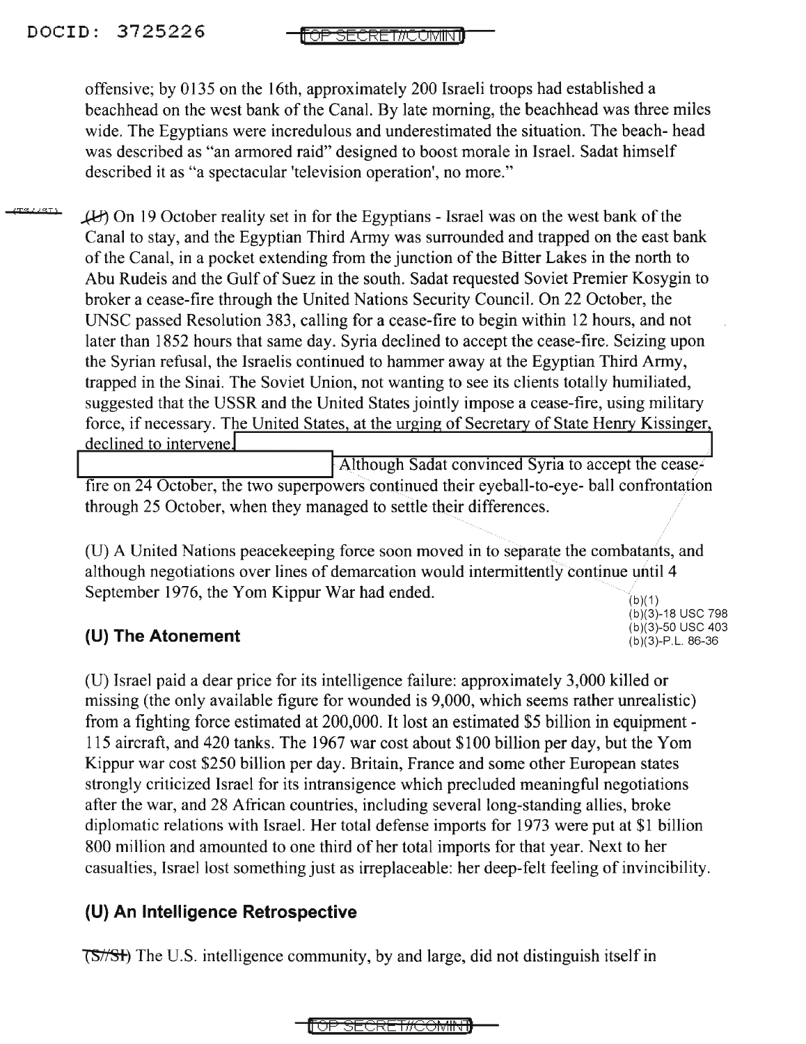offensive; by 0135 on the 16th, approximately 200 Israeli troops had established a beachhead on the west bank of the Canal. By late morning, the beachhead was three miles wide. The Egyptians were incredulous and underestimated the situation. The beach- head was described as "an armored raid" designed to boost morale in Israel. Sadat himself described it as "a spectacular 'television operation', no more."

(U) On 19 October reality set in for the Egyptians - Israel was on the west bank of the Canal to stay, and the Egyptian Third Army was surrounded and trapped on the east bank of the Canal, in a pocket extending from the junction of the Bitter Lakes in the north to Abu Rudeis and the Gulf of Suez in the south. Sadat requested Soviet Premier Kosygin to broker a cease-fire through the United Nations Security Council. On 22 October, the UNSC passed Resolution 383, calling for a cease-fire to begin within 12 hours, and not later than 1852 hours that same day. Syria declined to accept the cease-fire. Seizing upon the Syrian refusal, the Israelis continued to hammer away at the Egyptian Third Army, trapped in the Sinai. The Soviet Union, not wanting to see its clients totally humiliated, suggested that the USSR and the United States jointly impose a cease-fire, using military force, if necessary. The United States, at the urging of Secretary of State Henry Kissinger, declined to intervene. [REDACTED] Although Sadat convinced Syria to accept the cease-fire on 24 October, the two superpowers continued their eyeball-to-eye- ball confrontation through 25 October, when they managed to settle their differences.

(U) A United Nations peacekeeping force soon moved in to separate the combatants, and although negotiations over lines of demarcation would intermittently continue until 4 September 1976, the Yom Kippur War had ended.

(b)(1)
(b)(3)-18 USC 798
(b)(3)-50 USC 403
(b)(3)-P.L. 86-36

## (U) The Atonement

(U) Israel paid a dear price for its intelligence failure: approximately 3,000 killed or missing (the only available figure for wounded is 9,000, which seems rather unrealistic) from a fighting force estimated at 200,000. It lost an estimated \$5 billion in equipment - 115 aircraft, and 420 tanks. The 1967 war cost about \$100 billion per day, but the Yom Kippur war cost \$250 billion per day. Britain, France and some other European states strongly criticized Israel for its intransigence which precluded meaningful negotiations after the war, and 28 African countries, including several long-standing allies, broke diplomatic relations with Israel. Her total defense imports for 1973 were put at \$1 billion 800 million and amounted to one third of her total imports for that year. Next to her casualties, Israel lost something just as irreplaceable: her deep-felt feeling of invincibility.

## (U) An Intelligence Retrospective

(S//SI) The U.S. intelligence community, by and large, did not distinguish itself in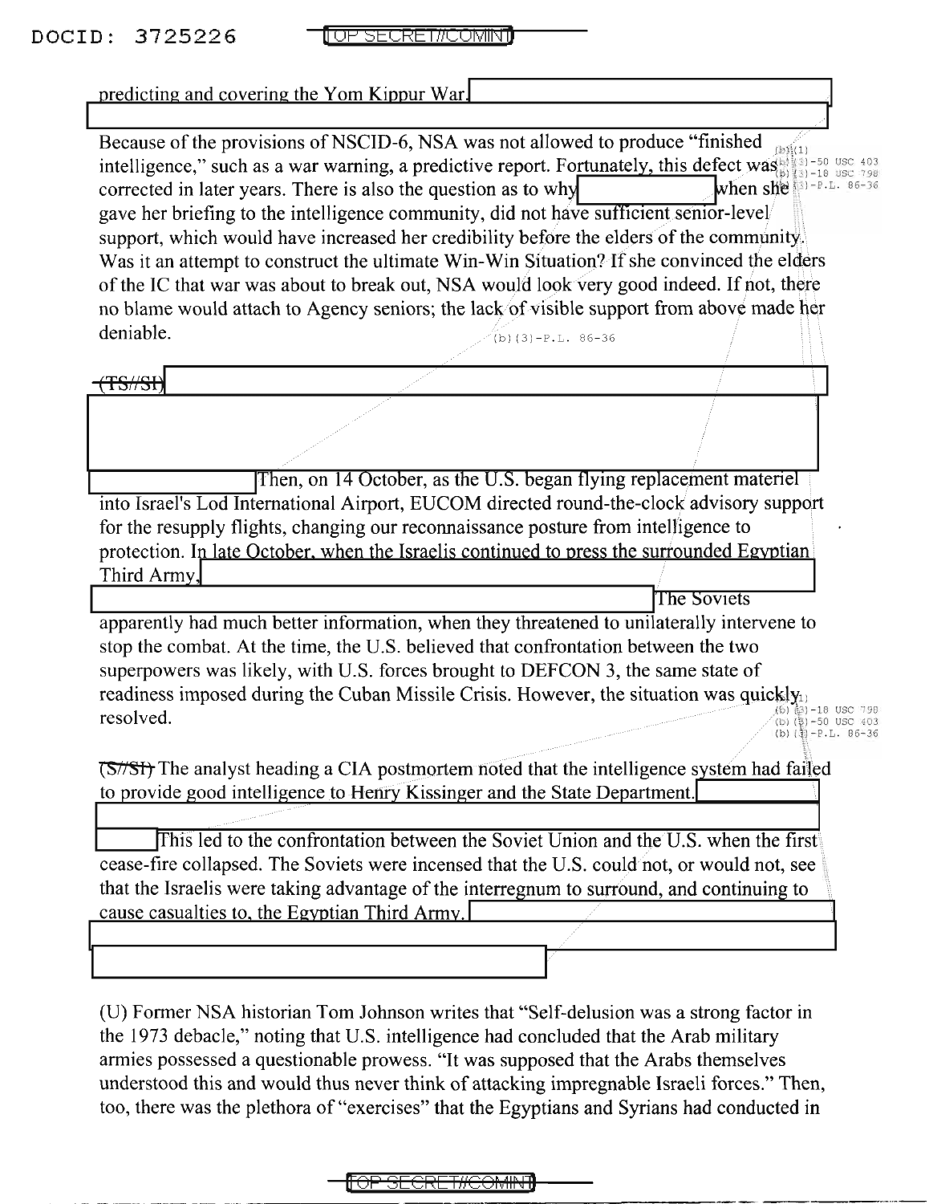predicting and covering the Yom Kippur War.

Because of the provisions of NSCID-6, NSA was not allowed to produce "finished intelligence," such as a war warning, a predictive report. Fortunately, this defect was corrected in later years. There is also the question as to why when she gave her briefing to the intelligence community, did not have sufficient senior-level support, which would have increased her credibility before the elders of the community. Was it an attempt to construct the ultimate Win-Win Situation? If she convinced the elders of the IC that war was about to break out, NSA would look very good indeed. If not, there no blame would attach to Agency seniors; the lack of visible support from above made her deniable.

(b)(3)-P.L. 86-36

~~(TS//SI)~~ Then, on 14 October, as the U.S. began flying replacement materiel into Israel's Lod International Airport, EUCOM directed round-the-clock advisory support for the resupply flights, changing our reconnaissance posture from intelligence to protection. In late October, when the Israelis continued to press the surrounded Egyptian Third Army, The Soviets apparently had much better information, when they threatened to unilaterally intervene to stop the combat. At the time, the U.S. believed that confrontation between the two superpowers was likely, with U.S. forces brought to DEFCON 3, the same state of readiness imposed during the Cuban Missile Crisis. However, the situation was quickly resolved.

(b)(1) (b)(3)-18 USC 798 (b)(3)-50 USC 403 (b)(3)-P.L. 86-36

~~(S//SI)~~ The analyst heading a CIA postmortem noted that the intelligence system had failed to provide good intelligence to Henry Kissinger and the State Department. This led to the confrontation between the Soviet Union and the U.S. when the first cease-fire collapsed. The Soviets were incensed that the U.S. could not, or would not, see that the Israelis were taking advantage of the interregnum to surround, and continuing to cause casualties to, the Egyptian Third Army.

(U) Former NSA historian Tom Johnson writes that "Self-delusion was a strong factor in the 1973 debacle," noting that U.S. intelligence had concluded that the Arab military armies possessed a questionable prowess. "It was supposed that the Arabs themselves understood this and would thus never think of attacking impregnable Israeli forces." Then, too, there was the plethora of "exercises" that the Egyptians and Syrians had conducted in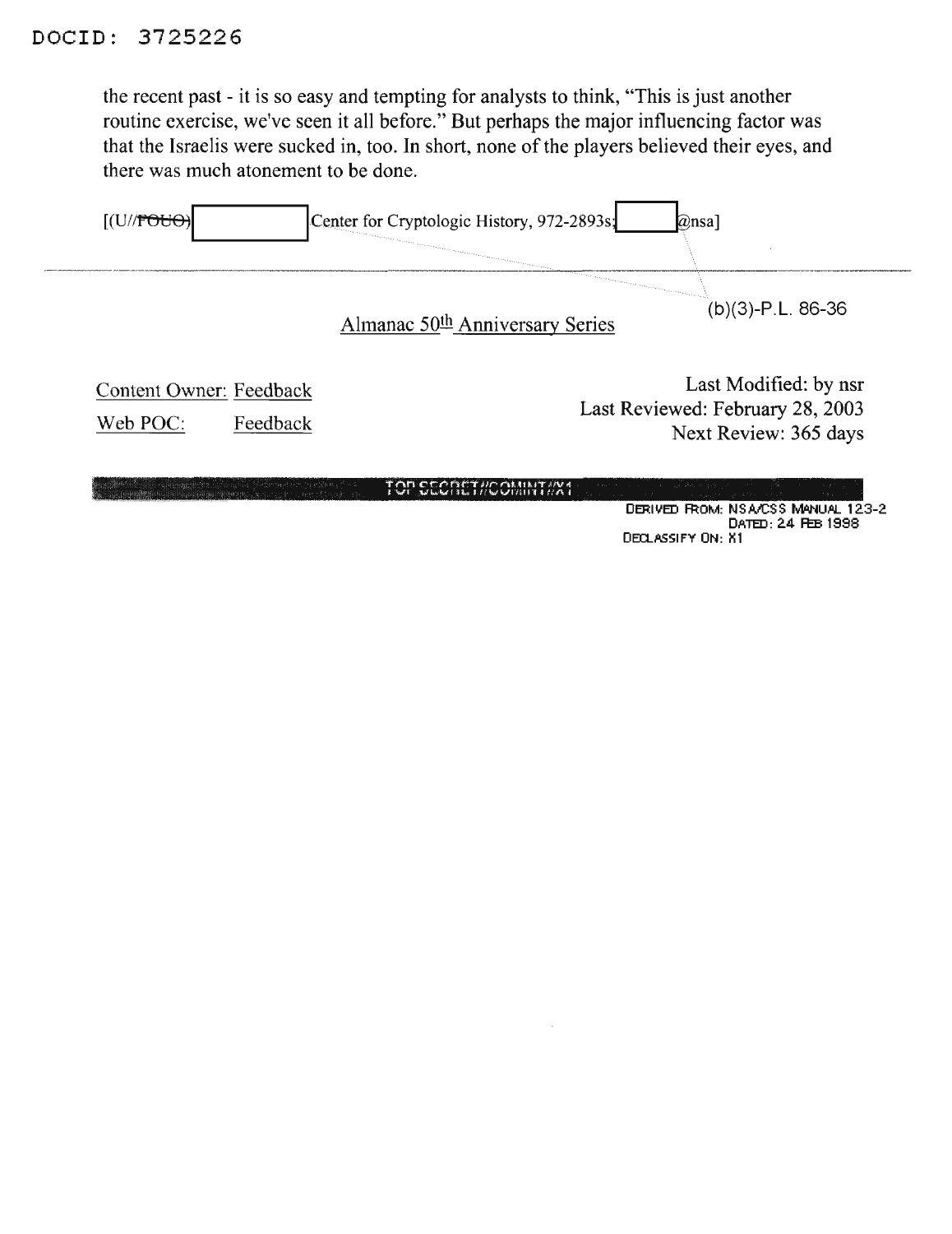the recent past - it is so easy and tempting for analysts to think, "This is just another routine exercise, we've seen it all before." But perhaps the major influencing factor was that the Israelis were sucked in, too. In short, none of the players believed their eyes, and there was much atonement to be done.

[(U//~~FOUO~~) [redacted] Center for Cryptologic History, 972-2893s; [redacted]@nsa]

(b)(3)-P.L. 86-36

---

Almanac 50th Anniversary Series

Content Owner: Feedback

Web POC: Feedback

Last Modified: by nsr

Last Reviewed: February 28, 2003

Next Review: 365 days

TOP SECRET//COMINT//X1

DERIVED FROM: NSA/CSS MANUAL 123-2

DATED: 24 FEB 1998

DECLASSIFY ON: X1